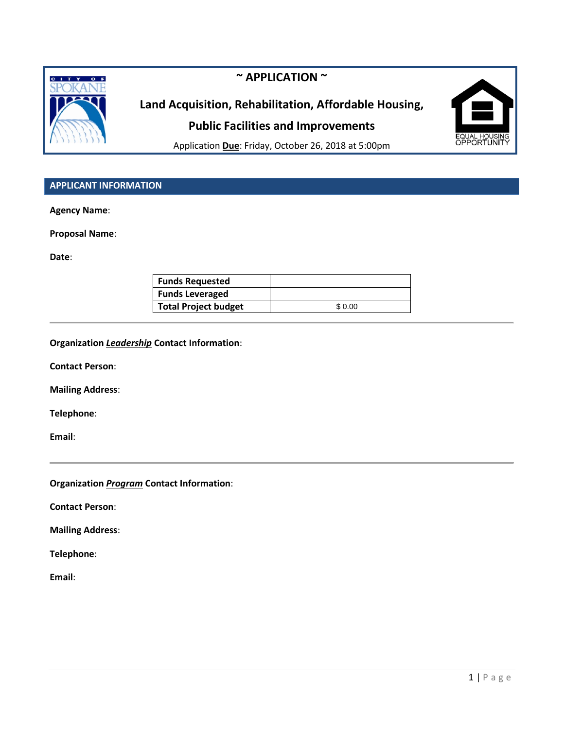# ~ APPLICATION ~

## Land Acquisition, Rehabilitation, Affordable Housing, Public Facilities and Improvements

Application **Due**: Friday, October 26, 2018 at 5:00pm

## APPLICANT INFORMATION

**Agency Name**:

**Proposal Name**:

**Date**:

| **Funds Requested** | |
|---|---|
| **Funds Leveraged** | |
| **Total Project budget** | $ 0.00 |

---

**Organization *Leadership* Contact Information**:

**Contact Person**:

**Mailing Address**:

**Telephone**:

**Email**:

---

**Organization *Program* Contact Information**:

**Contact Person**:

**Mailing Address**:

**Telephone**:

**Email**: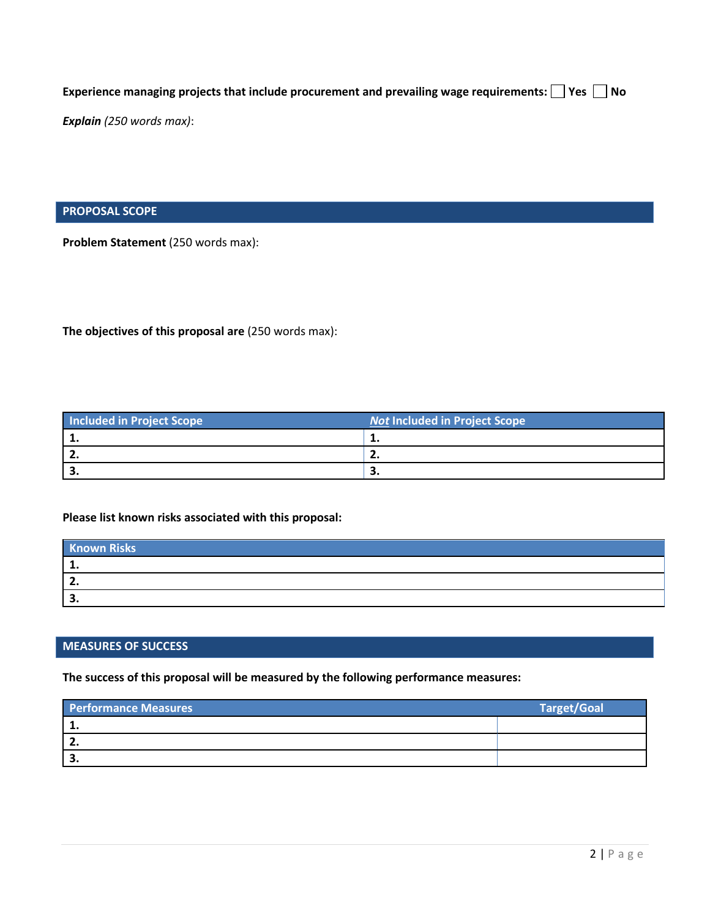**Experience managing projects that include procurement and prevailing wage requirements:** ☐ **Yes** ☐ **No**

***Explain*** *(250 words max)*:

## PROPOSAL SCOPE

**Problem Statement** (250 words max):

**The objectives of this proposal are** (250 words max):

| Included in Project Scope | ***Not*** Included in Project Scope |
|---|---|
| **1.** | **1.** |
| **2.** | **2.** |
| **3.** | **3.** |

**Please list known risks associated with this proposal:**

| Known Risks |
|---|
| **1.** |
| **2.** |
| **3.** |

## MEASURES OF SUCCESS

**The success of this proposal will be measured by the following performance measures:**

| Performance Measures | Target/Goal |
|---|---|
| **1.** | |
| **2.** | |
| **3.** | |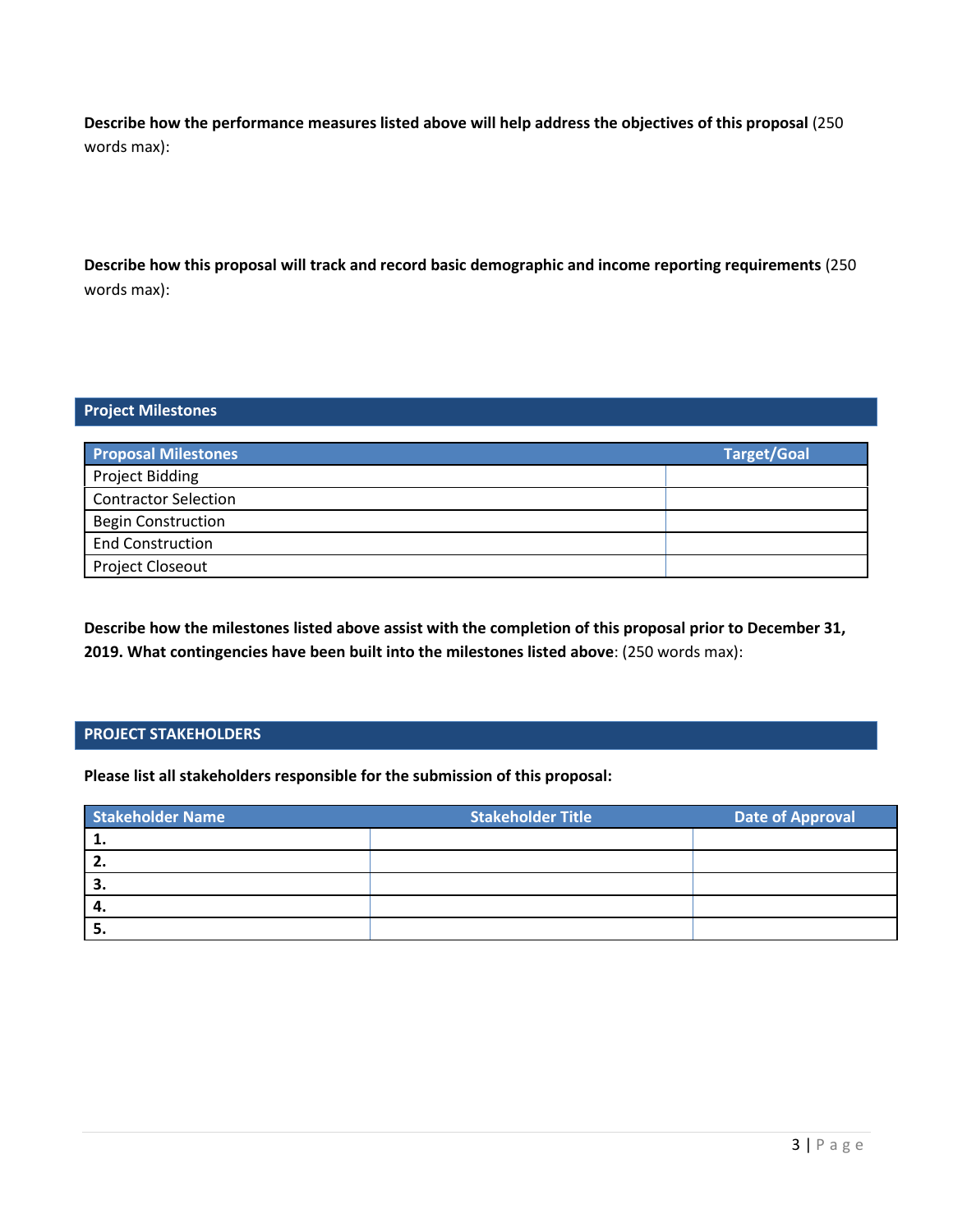**Describe how the performance measures listed above will help address the objectives of this proposal** (250 words max):

**Describe how this proposal will track and record basic demographic and income reporting requirements** (250 words max):

## Project Milestones

| Proposal Milestones | Target/Goal |
|---|---|
| Project Bidding | |
| Contractor Selection | |
| Begin Construction | |
| End Construction | |
| Project Closeout | |

**Describe how the milestones listed above assist with the completion of this proposal prior to December 31, 2019. What contingencies have been built into the milestones listed above**: (250 words max):

## PROJECT STAKEHOLDERS

**Please list all stakeholders responsible for the submission of this proposal:**

| Stakeholder Name | Stakeholder Title | Date of Approval |
|---|---|---|
| **1.** | | |
| **2.** | | |
| **3.** | | |
| **4.** | | |
| **5.** | | |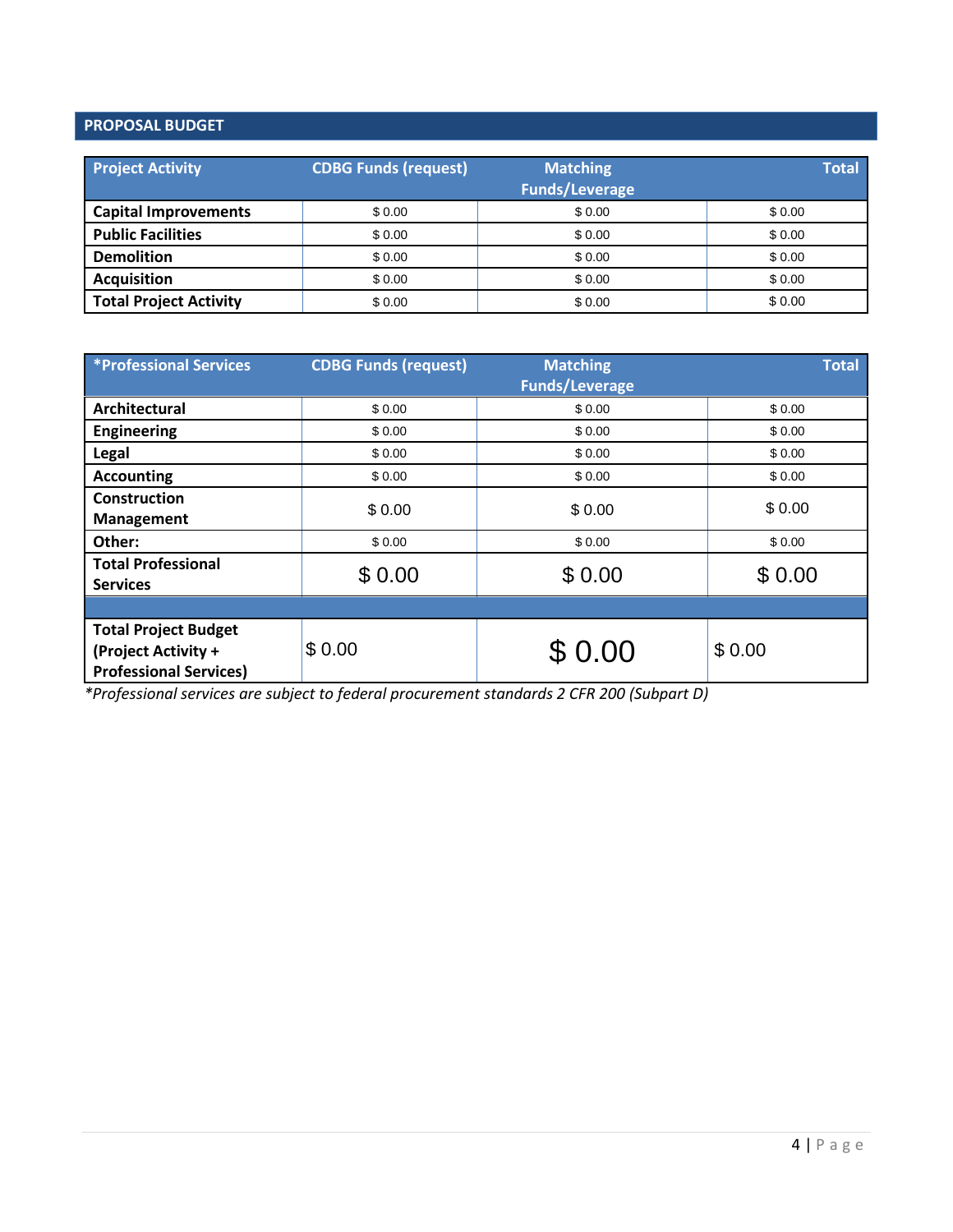## PROPOSAL BUDGET

| Project Activity | CDBG Funds (request) | Matching Funds/Leverage | Total |
|---|---|---|---|
| **Capital Improvements** | $ 0.00 | $ 0.00 | $ 0.00 |
| **Public Facilities** | $ 0.00 | $ 0.00 | $ 0.00 |
| **Demolition** | $ 0.00 | $ 0.00 | $ 0.00 |
| **Acquisition** | $ 0.00 | $ 0.00 | $ 0.00 |
| **Total Project Activity** | $ 0.00 | $ 0.00 | $ 0.00 |

| *Professional Services | CDBG Funds (request) | Matching Funds/Leverage | Total |
|---|---|---|---|
| **Architectural** | $ 0.00 | $ 0.00 | $ 0.00 |
| **Engineering** | $ 0.00 | $ 0.00 | $ 0.00 |
| **Legal** | $ 0.00 | $ 0.00 | $ 0.00 |
| **Accounting** | $ 0.00 | $ 0.00 | $ 0.00 |
| **Construction Management** | $ 0.00 | $ 0.00 | $ 0.00 |
| **Other:** | $ 0.00 | $ 0.00 | $ 0.00 |
| **Total Professional Services** | $ 0.00 | $ 0.00 | $ 0.00 |
| | | | |
| **Total Project Budget (Project Activity + Professional Services)** | $ 0.00 | $ 0.00 | $ 0.00 |

*\*Professional services are subject to federal procurement standards 2 CFR 200 (Subpart D)*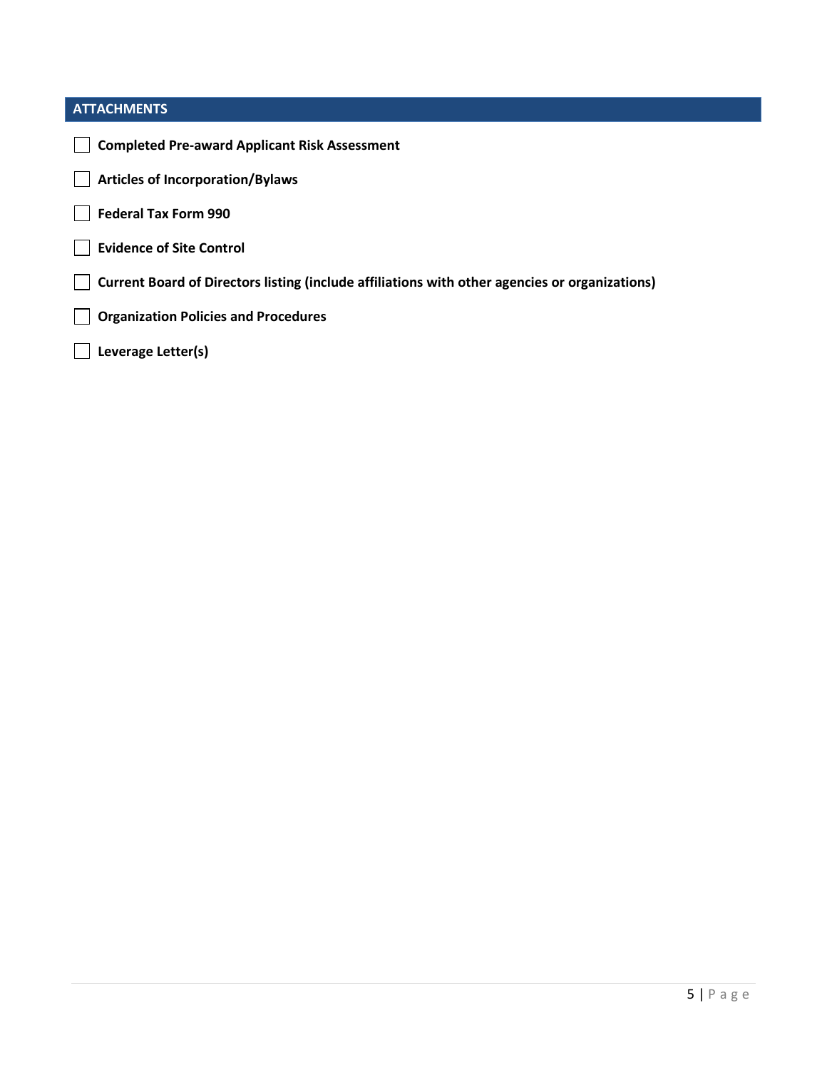## ATTACHMENTS

- [ ] **Completed Pre-award Applicant Risk Assessment**
- [ ] **Articles of Incorporation/Bylaws**
- [ ] **Federal Tax Form 990**
- [ ] **Evidence of Site Control**
- [ ] **Current Board of Directors listing (include affiliations with other agencies or organizations)**
- [ ] **Organization Policies and Procedures**
- [ ] **Leverage Letter(s)**